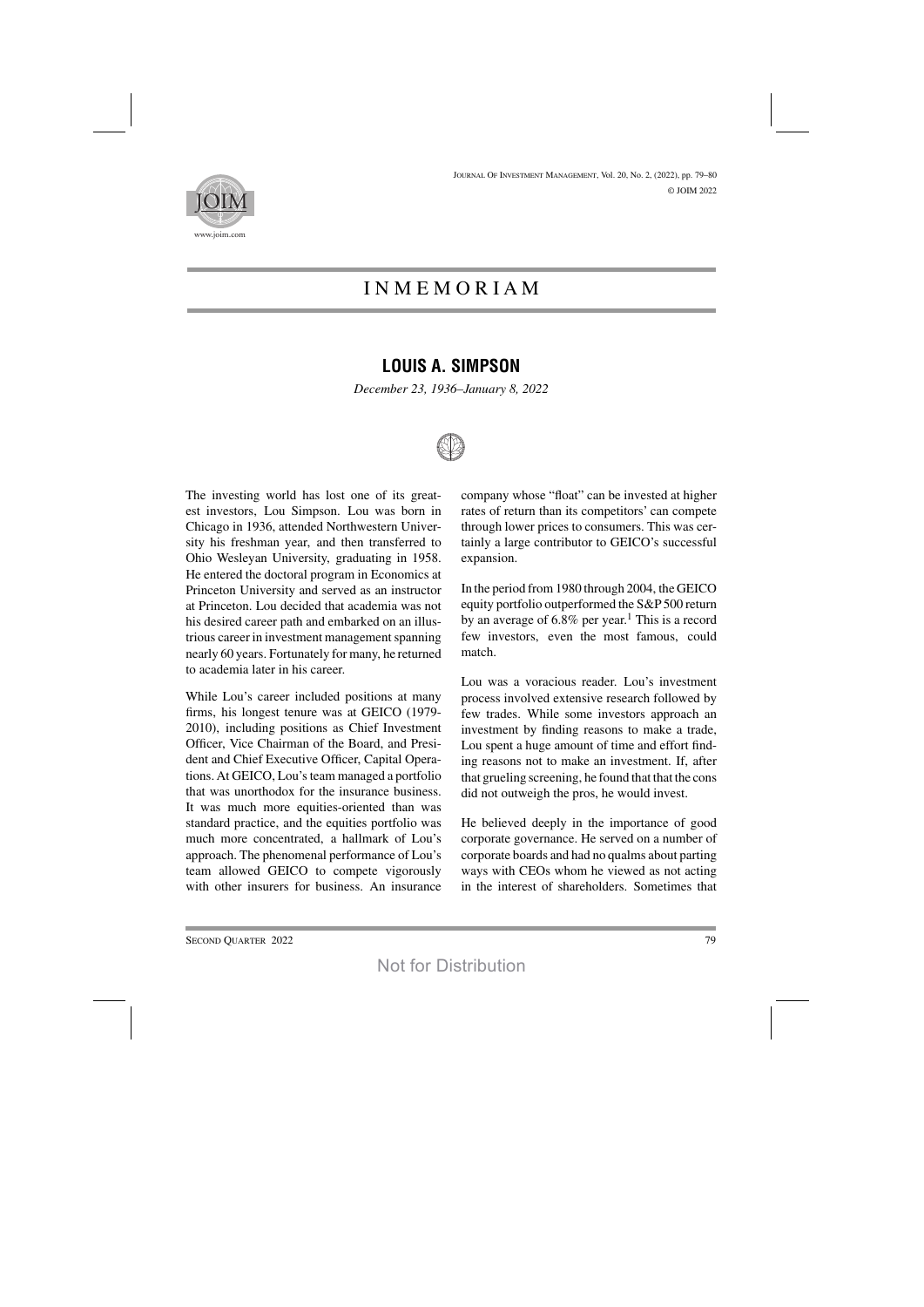# IN MEMORIAM

## LOUIS A. SIMPSON

*December 23, 1936–January 8, 2022*

The investing world has lost one of its greatest investors, Lou Simpson. Lou was born in Chicago in 1936, attended Northwestern University his freshman year, and then transferred to Ohio Wesleyan University, graduating in 1958. He entered the doctoral program in Economics at Princeton University and served as an instructor at Princeton. Lou decided that academia was not his desired career path and embarked on an illustrious career in investment management spanning nearly 60 years. Fortunately for many, he returned to academia later in his career.

While Lou's career included positions at many firms, his longest tenure was at GEICO (1979-2010), including positions as Chief Investment Officer, Vice Chairman of the Board, and President and Chief Executive Officer, Capital Operations. At GEICO, Lou's team managed a portfolio that was unorthodox for the insurance business. It was much more equities-oriented than was standard practice, and the equities portfolio was much more concentrated, a hallmark of Lou's approach. The phenomenal performance of Lou's team allowed GEICO to compete vigorously with other insurers for business. An insurance company whose "float" can be invested at higher rates of return than its competitors' can compete through lower prices to consumers. This was certainly a large contributor to GEICO's successful expansion.

In the period from 1980 through 2004, the GEICO equity portfolio outperformed the S&P 500 return by an average of 6.8% per year.[1] This is a record few investors, even the most famous, could match.

Lou was a voracious reader. Lou's investment process involved extensive research followed by few trades. While some investors approach an investment by finding reasons to make a trade, Lou spent a huge amount of time and effort finding reasons not to make an investment. If, after that grueling screening, he found that that the cons did not outweigh the pros, he would invest.

He believed deeply in the importance of good corporate governance. He served on a number of corporate boards and had no qualms about parting ways with CEOs whom he viewed as not acting in the interest of shareholders. Sometimes that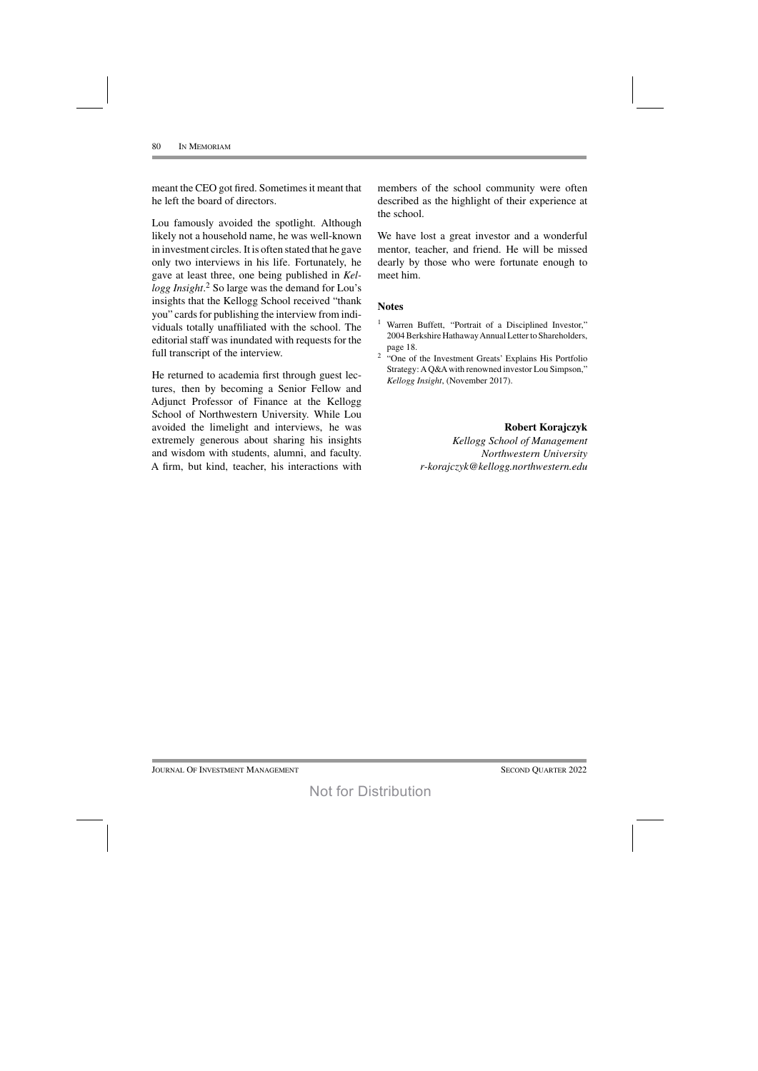meant the CEO got fired. Sometimes it meant that he left the board of directors.

Lou famously avoided the spotlight. Although likely not a household name, he was well-known in investment circles. It is often stated that he gave only two interviews in his life. Fortunately, he gave at least three, one being published in *Kellogg Insight*.[2] So large was the demand for Lou's insights that the Kellogg School received "thank you" cards for publishing the interview from individuals totally unaffiliated with the school. The editorial staff was inundated with requests for the full transcript of the interview.

He returned to academia first through guest lectures, then by becoming a Senior Fellow and Adjunct Professor of Finance at the Kellogg School of Northwestern University. While Lou avoided the limelight and interviews, he was extremely generous about sharing his insights and wisdom with students, alumni, and faculty. A firm, but kind, teacher, his interactions with members of the school community were often described as the highlight of their experience at the school.

We have lost a great investor and a wonderful mentor, teacher, and friend. He will be missed dearly by those who were fortunate enough to meet him.

## Notes

[1] Warren Buffett, "Portrait of a Disciplined Investor," 2004 Berkshire Hathaway Annual Letter to Shareholders, page 18.

[2] "One of the Investment Greats' Explains His Portfolio Strategy: A Q&A with renowned investor Lou Simpson," *Kellogg Insight*, (November 2017).

**Robert Korajczyk**
*Kellogg School of Management*
*Northwestern University*
*r-korajczyk@kellogg.northwestern.edu*